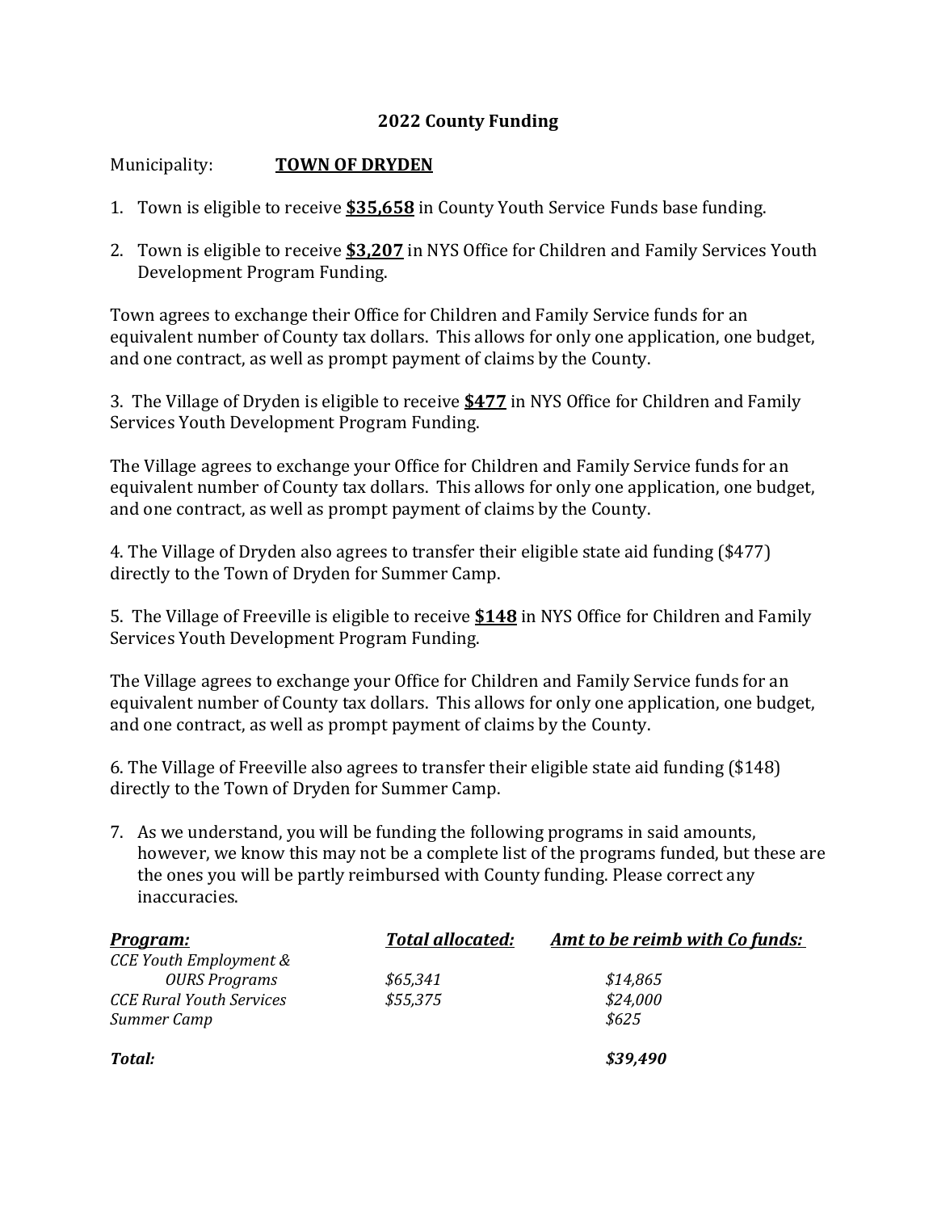## 2022 County Funding

Municipality: **TOWN OF DRYDEN**

1. Town is eligible to receive **$35,658** in County Youth Service Funds base funding.

2. Town is eligible to receive **$3,207** in NYS Office for Children and Family Services Youth Development Program Funding.

Town agrees to exchange their Office for Children and Family Service funds for an equivalent number of County tax dollars. This allows for only one application, one budget, and one contract, as well as prompt payment of claims by the County.

3. The Village of Dryden is eligible to receive **$477** in NYS Office for Children and Family Services Youth Development Program Funding.

The Village agrees to exchange your Office for Children and Family Service funds for an equivalent number of County tax dollars. This allows for only one application, one budget, and one contract, as well as prompt payment of claims by the County.

4. The Village of Dryden also agrees to transfer their eligible state aid funding ($477) directly to the Town of Dryden for Summer Camp.

5. The Village of Freeville is eligible to receive **$148** in NYS Office for Children and Family Services Youth Development Program Funding.

The Village agrees to exchange your Office for Children and Family Service funds for an equivalent number of County tax dollars. This allows for only one application, one budget, and one contract, as well as prompt payment of claims by the County.

6. The Village of Freeville also agrees to transfer their eligible state aid funding ($148) directly to the Town of Dryden for Summer Camp.

7. As we understand, you will be funding the following programs in said amounts, however, we know this may not be a complete list of the programs funded, but these are the ones you will be partly reimbursed with County funding. Please correct any inaccuracies.

| ***Program:*** | ***Total allocated:*** | ***Amt to be reimb with Co funds:*** |
|---|---|---|
| *CCE Youth Employment & OURS Programs* | *$65,341* | *$14,865* |
| *CCE Rural Youth Services* | *$55,375* | *$24,000* |
| *Summer Camp* | | *$625* |
| ***Total:*** | | ***$39,490*** |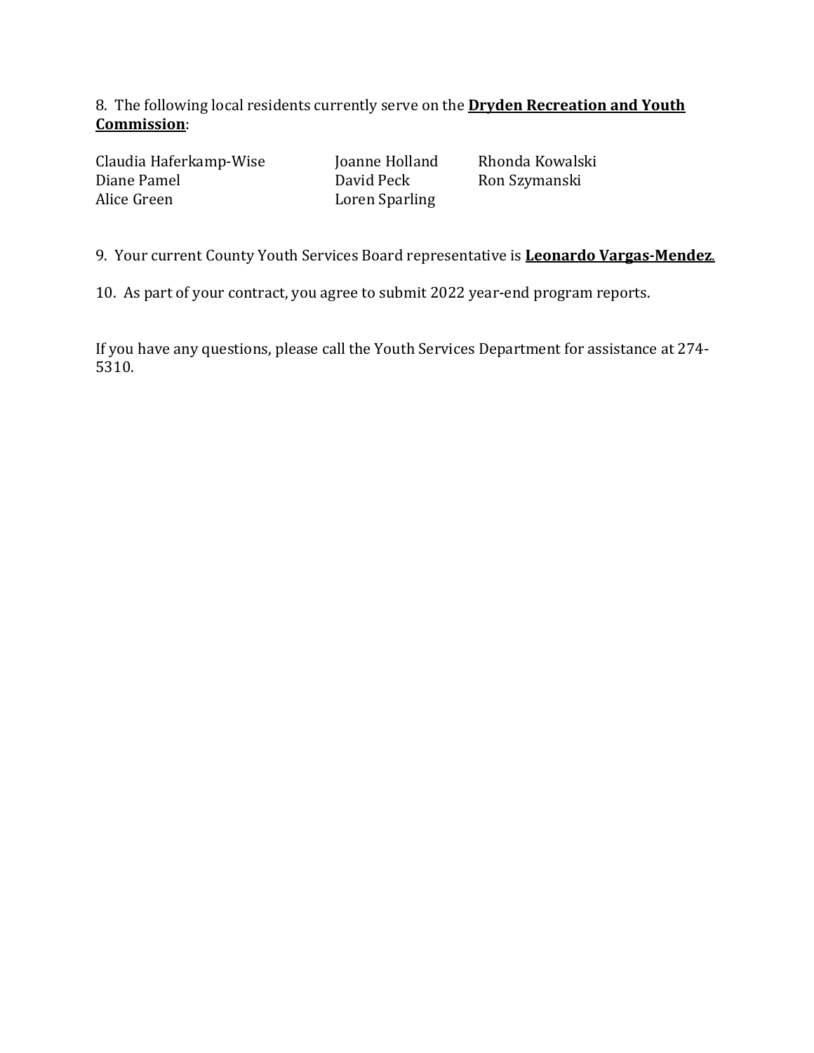8. The following local residents currently serve on the **Dryden Recreation and Youth Commission**:

| | | |
|---|---|---|
| Claudia Haferkamp-Wise | Joanne Holland | Rhonda Kowalski |
| Diane Pamel | David Peck | Ron Szymanski |
| Alice Green | Loren Sparling | |

9. Your current County Youth Services Board representative is **Leonardo Vargas-Mendez**.

10. As part of your contract, you agree to submit 2022 year-end program reports.

If you have any questions, please call the Youth Services Department for assistance at 274-5310.